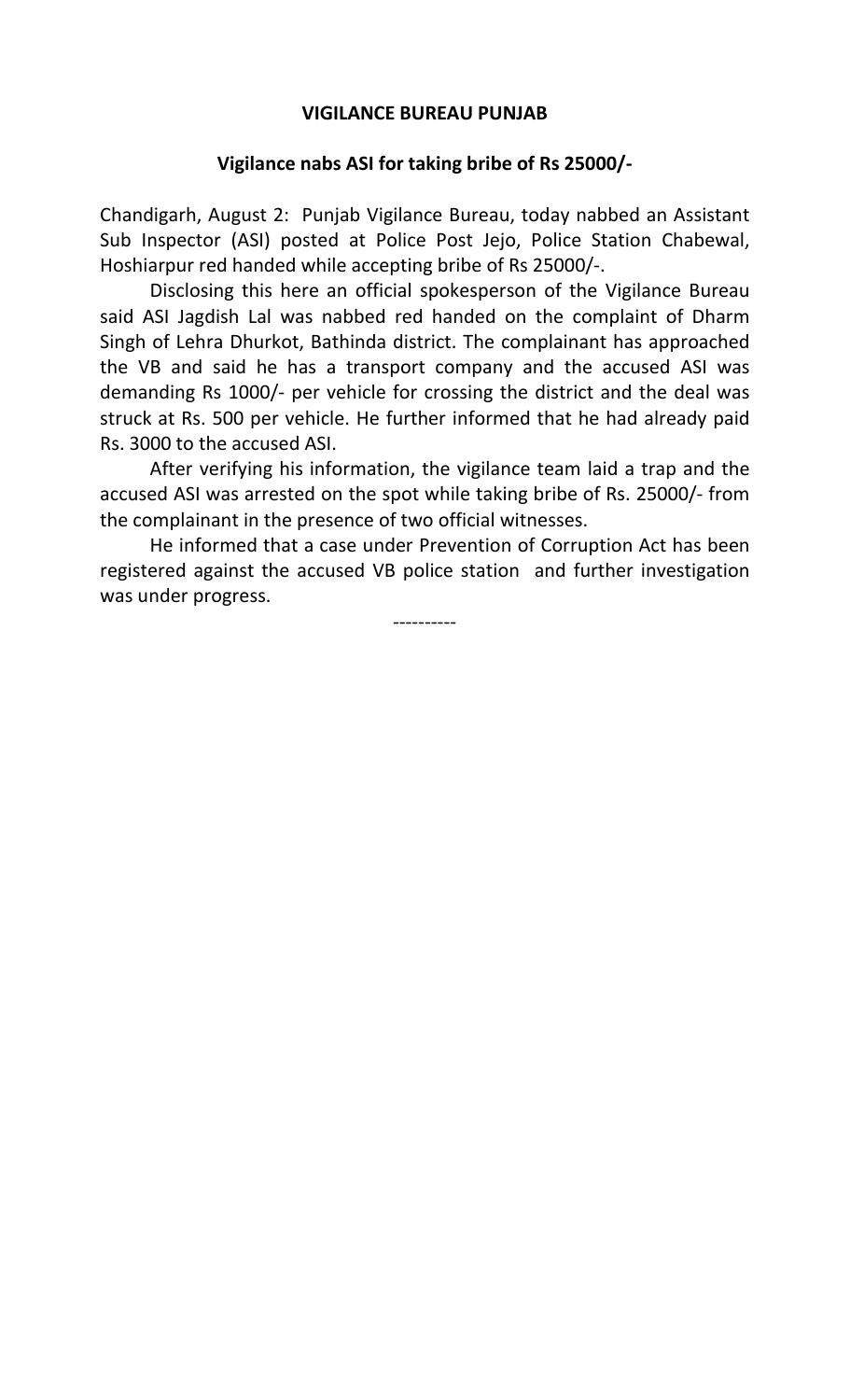**VIGILANCE BUREAU PUNJAB**

**Vigilance nabs ASI for taking bribe of Rs 25000/-**

Chandigarh, August 2: Punjab Vigilance Bureau, today nabbed an Assistant Sub Inspector (ASI) posted at Police Post Jejo, Police Station Chabewal, Hoshiarpur red handed while accepting bribe of Rs 25000/-.

Disclosing this here an official spokesperson of the Vigilance Bureau said ASI Jagdish Lal was nabbed red handed on the complaint of Dharm Singh of Lehra Dhurkot, Bathinda district. The complainant has approached the VB and said he has a transport company and the accused ASI was demanding Rs 1000/- per vehicle for crossing the district and the deal was struck at Rs. 500 per vehicle. He further informed that he had already paid Rs. 3000 to the accused ASI.

After verifying his information, the vigilance team laid a trap and the accused ASI was arrested on the spot while taking bribe of Rs. 25000/- from the complainant in the presence of two official witnesses.

He informed that a case under Prevention of Corruption Act has been registered against the accused VB police station and further investigation was under progress.

----------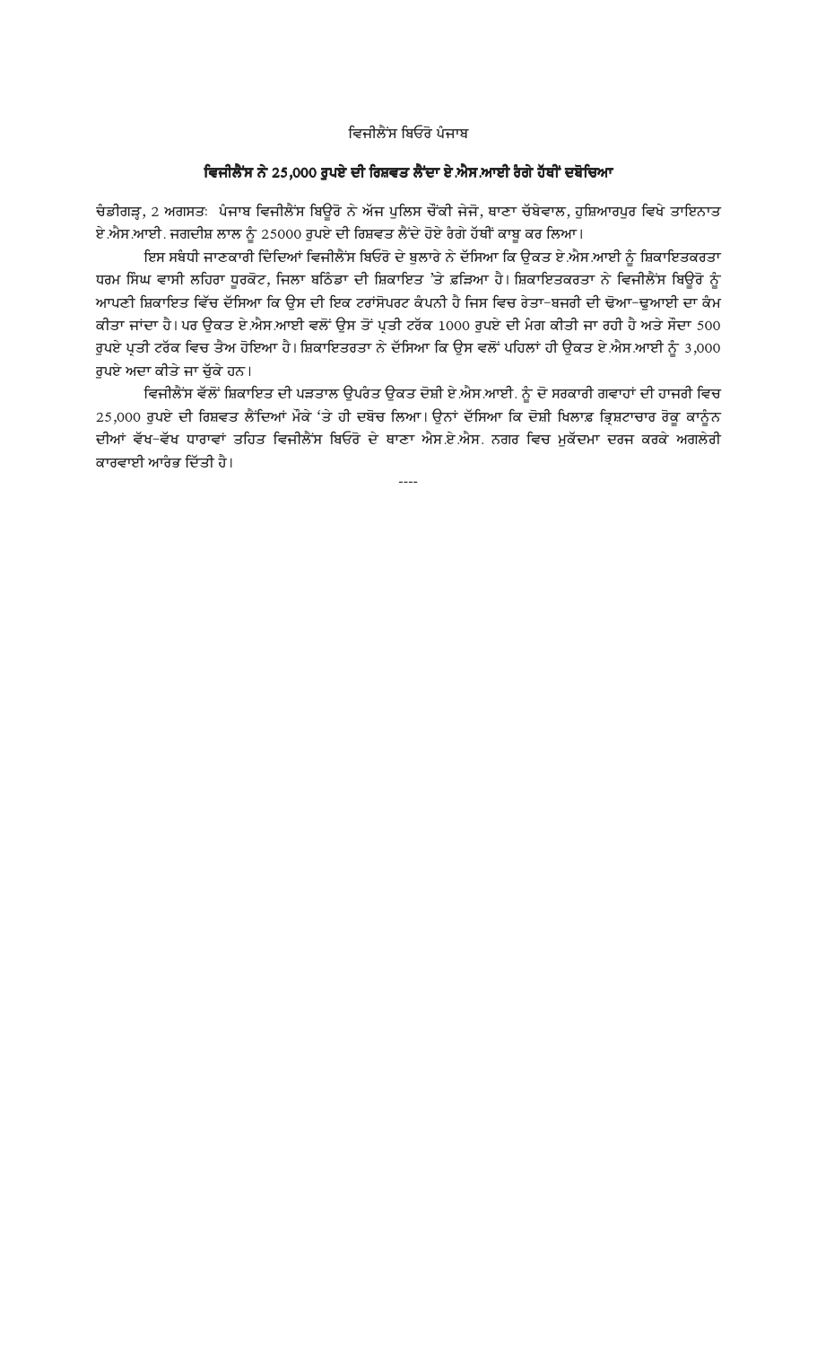ਵਿਜੀਲੈਂਸ ਬਿਓਰੋ ਪੰਜਾਬ

**ਵਿਜੀਲੈਂਸ ਨੇ 25,000 ਰੁਪਏ ਦੀ ਰਿਸ਼ਵਤ ਲੈਂਦਾ ਏ.ਐਸ.ਆਈ ਰੰਗੇ ਹੱਥੀਂ ਦਬੋਚਿਆ**

ਚੰਡੀਗੜ੍ਹ, 2 ਅਗਸਤ: ਪੰਜਾਬ ਵਿਜੀਲੈਂਸ ਬਿਊਰੋ ਨੇ ਅੱਜ ਪੁਲਿਸ ਚੌਂਕੀ ਜੇਜੋ, ਥਾਣਾ ਚੱਬੇਵਾਲ, ਹੁਸ਼ਿਆਰਪੁਰ ਵਿਖੇ ਤਾਇਨਾਤ ਏ.ਐਸ.ਆਈ. ਜਗਦੀਸ਼ ਲਾਲ ਨੂੰ 25000 ਰੁਪਏ ਦੀ ਰਿਸ਼ਵਤ ਲੈਂਦੇ ਹੋਏ ਰੰਗੇ ਹੱਥੀਂ ਕਾਬੂ ਕਰ ਲਿਆ।

ਇਸ ਸਬੰਧੀ ਜਾਣਕਾਰੀ ਦਿੰਦਿਆਂ ਵਿਜੀਲੈਂਸ ਬਿਓਰੋ ਦੇ ਬੁਲਾਰੇ ਨੇ ਦੱਸਿਆ ਕਿ ਉਕਤ ਏ.ਐਸ.ਆਈ ਨੂੰ ਸ਼ਿਕਾਇਤਕਰਤਾ ਧਰਮ ਸਿੰਘ ਵਾਸੀ ਲਹਿਰਾ ਧੂਰਕੋਟ, ਜਿਲਾ ਬਠਿੰਡਾ ਦੀ ਸ਼ਿਕਾਇਤ 'ਤੇ ਫੜਿਆ ਹੈ। ਸ਼ਿਕਾਇਤਕਰਤਾ ਨੇ ਵਿਜੀਲੈਂਸ ਬਿਊਰੋ ਨੂੰ ਆਪਣੀ ਸ਼ਿਕਾਇਤ ਵਿੱਚ ਦੱਸਿਆ ਕਿ ਉਸ ਦੀ ਇਕ ਟਰਾਂਸੋਪਰਟ ਕੰਪਨੀ ਹੈ ਜਿਸ ਵਿਚ ਰੇਤਾ-ਬਜਰੀ ਦੀ ਢੋਆ-ਢੁਆਈ ਦਾ ਕੰਮ ਕੀਤਾ ਜਾਂਦਾ ਹੈ। ਪਰ ਉਕਤ ਏ.ਐਸ.ਆਈ ਵਲੋਂ ਉਸ ਤੋਂ ਪ੍ਰਤੀ ਟਰੱਕ 1000 ਰੁਪਏ ਦੀ ਮੰਗ ਕੀਤੀ ਜਾ ਰਹੀ ਹੈ ਅਤੇ ਸੌਦਾ 500 ਰੁਪਏ ਪ੍ਰਤੀ ਟਰੱਕ ਵਿਚ ਤੈਅ ਹੋਇਆ ਹੈ। ਸ਼ਿਕਾਇਤਰਤਾ ਨੇ ਦੱਸਿਆ ਕਿ ਉਸ ਵਲੋਂ ਪਹਿਲਾਂ ਹੀ ਉਕਤ ਏ.ਐਸ.ਆਈ ਨੂੰ 3,000 ਰੁਪਏ ਅਦਾ ਕੀਤੇ ਜਾ ਚੁੱਕੇ ਹਨ।

ਵਿਜੀਲੈਂਸ ਵੱਲੋਂ ਸ਼ਿਕਾਇਤ ਦੀ ਪੜਤਾਲ ਉਪਰੰਤ ਉਕਤ ਦੋਸ਼ੀ ਏ.ਐਸ.ਆਈ. ਨੂੰ ਦੋ ਸਰਕਾਰੀ ਗਵਾਹਾਂ ਦੀ ਹਾਜਰੀ ਵਿਚ 25,000 ਰੁਪਏ ਦੀ ਰਿਸ਼ਵਤ ਲੈਂਦਿਆਂ ਮੌਕੇ 'ਤੇ ਹੀ ਦਬੋਚ ਲਿਆ। ਉਨਾਂ ਦੱਸਿਆ ਕਿ ਦੋਸ਼ੀ ਖਿਲਾਫ਼ ਭ੍ਰਿਸ਼ਟਾਚਾਰ ਰੋਕੂ ਕਾਨੂੰਨ ਦੀਆਂ ਵੱਖ-ਵੱਖ ਧਾਰਾਵਾਂ ਤਹਿਤ ਵਿਜੀਲੈਂਸ ਬਿਓਰੋ ਦੇ ਥਾਣਾ ਐਸ.ਏ.ਐਸ. ਨਗਰ ਵਿਚ ਮੁਕੱਦਮਾ ਦਰਜ ਕਰਕੇ ਅਗਲੇਰੀ ਕਾਰਵਾਈ ਆਰੰਭ ਦਿੱਤੀ ਹੈ।

----